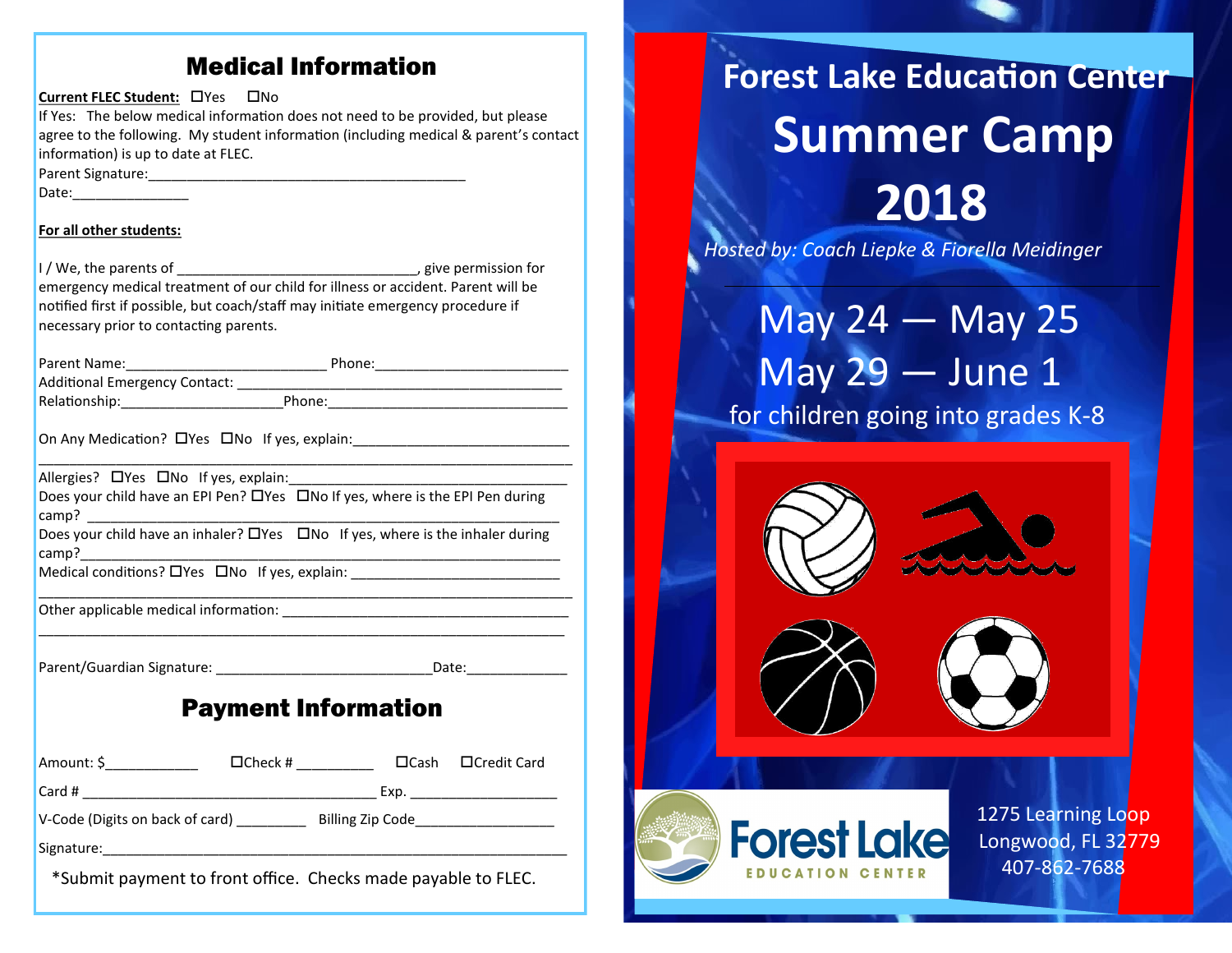## Medical Information

**Current FLEC Student:** ☐Yes ☐No

If Yes: The below medical information does not need to be provided, but please agree to the following. My student information (including medical & parent's contact information) is up to date at FLEC.

Parent Signature:_________________________________________

Date:_______________

**For all other students:**

I / We, the parents of _______________________________, give permission for emergency medical treatment of our child for illness or accident. Parent will be notified first if possible, but coach/staff may initiate emergency procedure if necessary prior to contacting parents.

Parent Name:__________________________ Phone:_________________________

Additional Emergency Contact: ____________________________________________

Relationship:_____________________Phone:_______________________________

On Any Medication? ☐Yes ☐No If yes, explain:____________________________

______________________________________________________________________

Allergies? ☐Yes ☐No If yes, explain:____________________________________

Does your child have an EPI Pen? ☐Yes ☐No If yes, where is the EPI Pen during camp? ____________________________________________________________

Does your child have an inhaler? ☐Yes ☐No If yes, where is the inhaler during camp?_____________________________________________________________

Medical conditions? ☐Yes ☐No If yes, explain: ___________________________

______________________________________________________________________

Other applicable medical information: _____________________________________

______________________________________________________________________

Parent/Guardian Signature: ____________________________Date:_____________

## Payment Information

Amount: $____________ ☐Check # __________ ☐Cash ☐Credit Card

Card # ______________________________________ Exp. ___________________

V-Code (Digits on back of card) _________ Billing Zip Code__________________

Signature:____________________________________________________________

*Submit payment to front office. Checks made payable to FLEC.

# Forest Lake Education Center

# Summer Camp 2018

*Hosted by: Coach Liepke & Fiorella Meidinger*

May 24 — May 25

May 29 — June 1

for children going into grades K-8

Forest Lake EDUCATION CENTER

1275 Learning Loop
Longwood, FL 32779
407-862-7688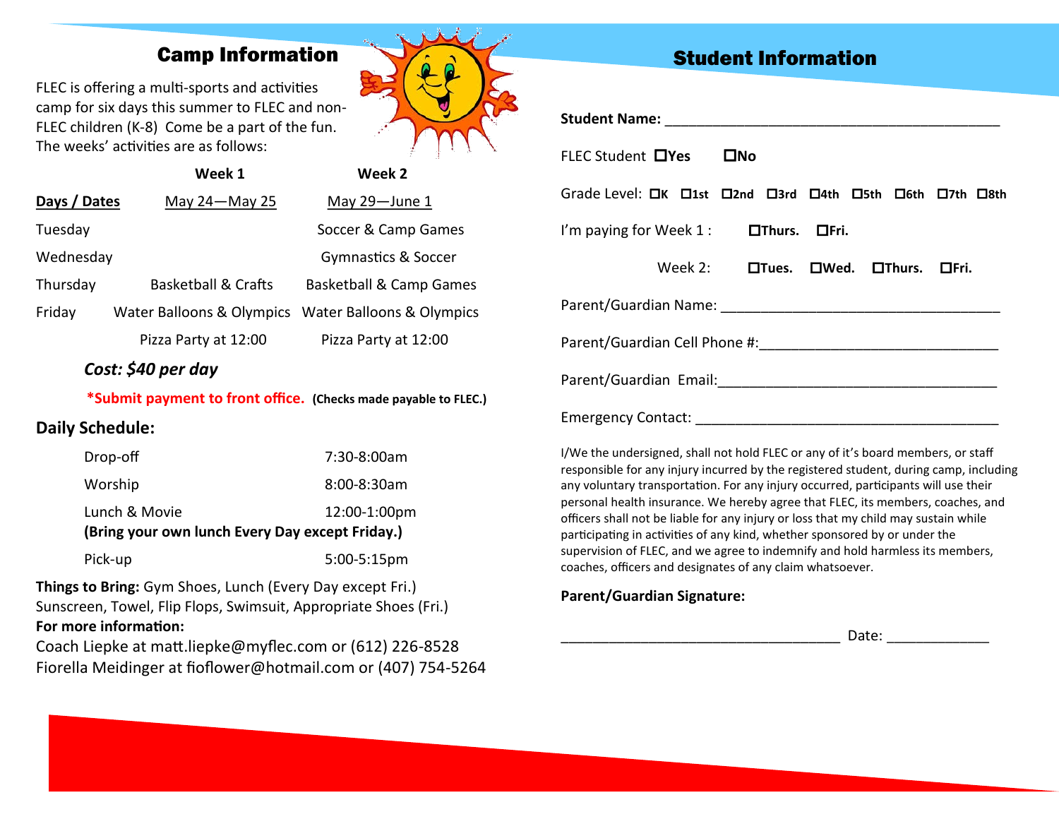## Camp Information

FLEC is offering a multi-sports and activities camp for six days this summer to FLEC and non-FLEC children (K-8) Come be a part of the fun. The weeks' activities are as follows:

| Days / Dates | Week 1<br>May 24—May 25 | Week 2<br>May 29—June 1 |
|---|---|---|
| Tuesday | | Soccer & Camp Games |
| Wednesday | | Gymnastics & Soccer |
| Thursday | Basketball & Crafts | Basketball & Camp Games |
| Friday | Water Balloons & Olympics<br>Pizza Party at 12:00 | Water Balloons & Olympics<br>Pizza Party at 12:00 |

***Cost: $40 per day***

*Submit payment to front office. **(Checks made payable to FLEC.)**

### Daily Schedule:

| | |
|---|---|
| Drop-off | 7:30-8:00am |
| Worship | 8:00-8:30am |
| Lunch & Movie | 12:00-1:00pm |
| Pick-up | 5:00-5:15pm |

**(Bring your own lunch Every Day except Friday.)**

**Things to Bring:** Gym Shoes, Lunch (Every Day except Fri.) Sunscreen, Towel, Flip Flops, Swimsuit, Appropriate Shoes (Fri.)

**For more information:**

Coach Liepke at matt.liepke@myflec.com or (612) 226-8528

Fiorella Meidinger at fioflower@hotmail.com or (407) 754-5264

## Student Information

**Student Name:** ____________________________________________

FLEC Student ☐**Yes** ☐**No**

Grade Level: ☐**K** ☐**1st** ☐**2nd** ☐**3rd** ☐**4th** ☐**5th** ☐**6th** ☐**7th** ☐**8th**

I'm paying for Week 1 : ☐**Thurs.** ☐**Fri.**

Week 2: ☐**Tues.** ☐**Wed.** ☐**Thurs.** ☐**Fri.**

Parent/Guardian Name: ____________________________________

Parent/Guardian Cell Phone #:________________________________

Parent/Guardian Email:_____________________________________

Emergency Contact: _______________________________________

I/We the undersigned, shall not hold FLEC or any of it's board members, or staff responsible for any injury incurred by the registered student, during camp, including any voluntary transportation. For any injury occurred, participants will use their personal health insurance. We hereby agree that FLEC, its members, coaches, and officers shall not be liable for any injury or loss that my child may sustain while participating in activities of any kind, whether sponsored by or under the supervision of FLEC, and we agree to indemnify and hold harmless its members, coaches, officers and designates of any claim whatsoever.

**Parent/Guardian Signature:**

____________________________________ Date: _____________